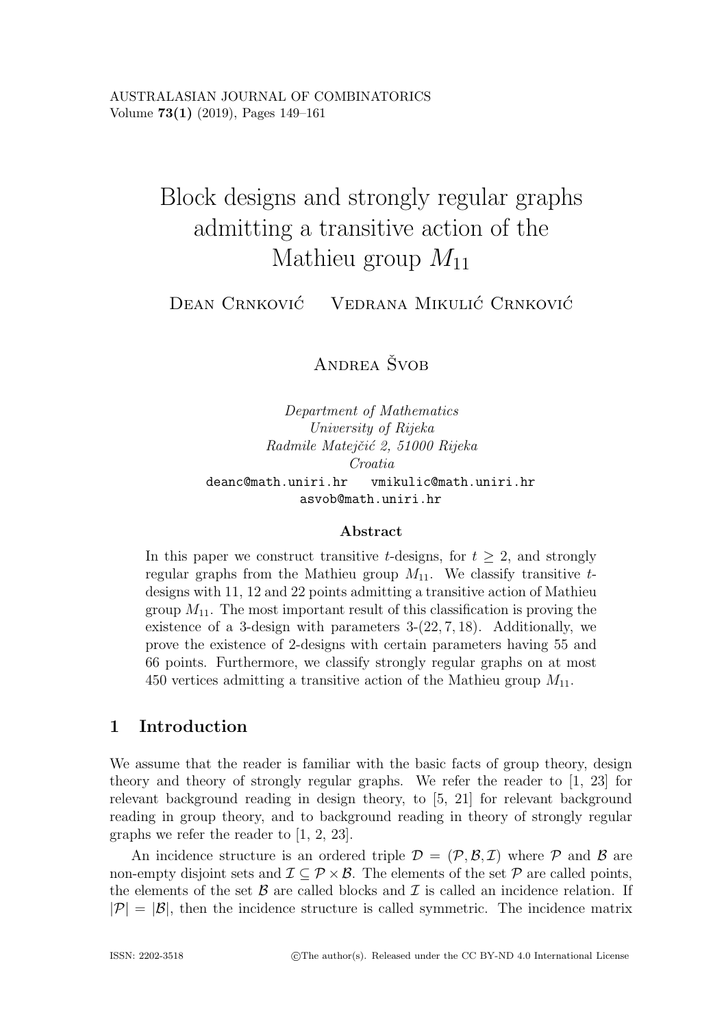# Block designs and strongly regular graphs admitting a transitive action of the Mathieu group $M_{11}$

Dean Crnković    Vedrana Mikulić Crnković

Andrea Švob

*Department of Mathematics*
*University of Rijeka*
*Radmile Matejčić 2, 51000 Rijeka*
*Croatia*

deanc@math.uniri.hr    vmikulic@math.uniri.hr
asvob@math.uniri.hr

### Abstract

In this paper we construct transitive $t$-designs, for $t \geq 2$, and strongly regular graphs from the Mathieu group $M_{11}$. We classify transitive $t$-designs with 11, 12 and 22 points admitting a transitive action of Mathieu group $M_{11}$. The most important result of this classification is proving the existence of a 3-design with parameters 3-$(22, 7, 18)$. Additionally, we prove the existence of 2-designs with certain parameters having 55 and 66 points. Furthermore, we classify strongly regular graphs on at most 450 vertices admitting a transitive action of the Mathieu group $M_{11}$.

## 1 Introduction

We assume that the reader is familiar with the basic facts of group theory, design theory and theory of strongly regular graphs. We refer the reader to [1, 23] for relevant background reading in design theory, to [5, 21] for relevant background reading in group theory, and to background reading in theory of strongly regular graphs we refer the reader to [1, 2, 23].

An incidence structure is an ordered triple $\mathcal{D} = (\mathcal{P}, \mathcal{B}, \mathcal{I})$ where $\mathcal{P}$ and $\mathcal{B}$ are non-empty disjoint sets and $\mathcal{I} \subseteq \mathcal{P} \times \mathcal{B}$. The elements of the set $\mathcal{P}$ are called points, the elements of the set $\mathcal{B}$ are called blocks and $\mathcal{I}$ is called an incidence relation. If $|\mathcal{P}| = |\mathcal{B}|$, then the incidence structure is called symmetric. The incidence matrix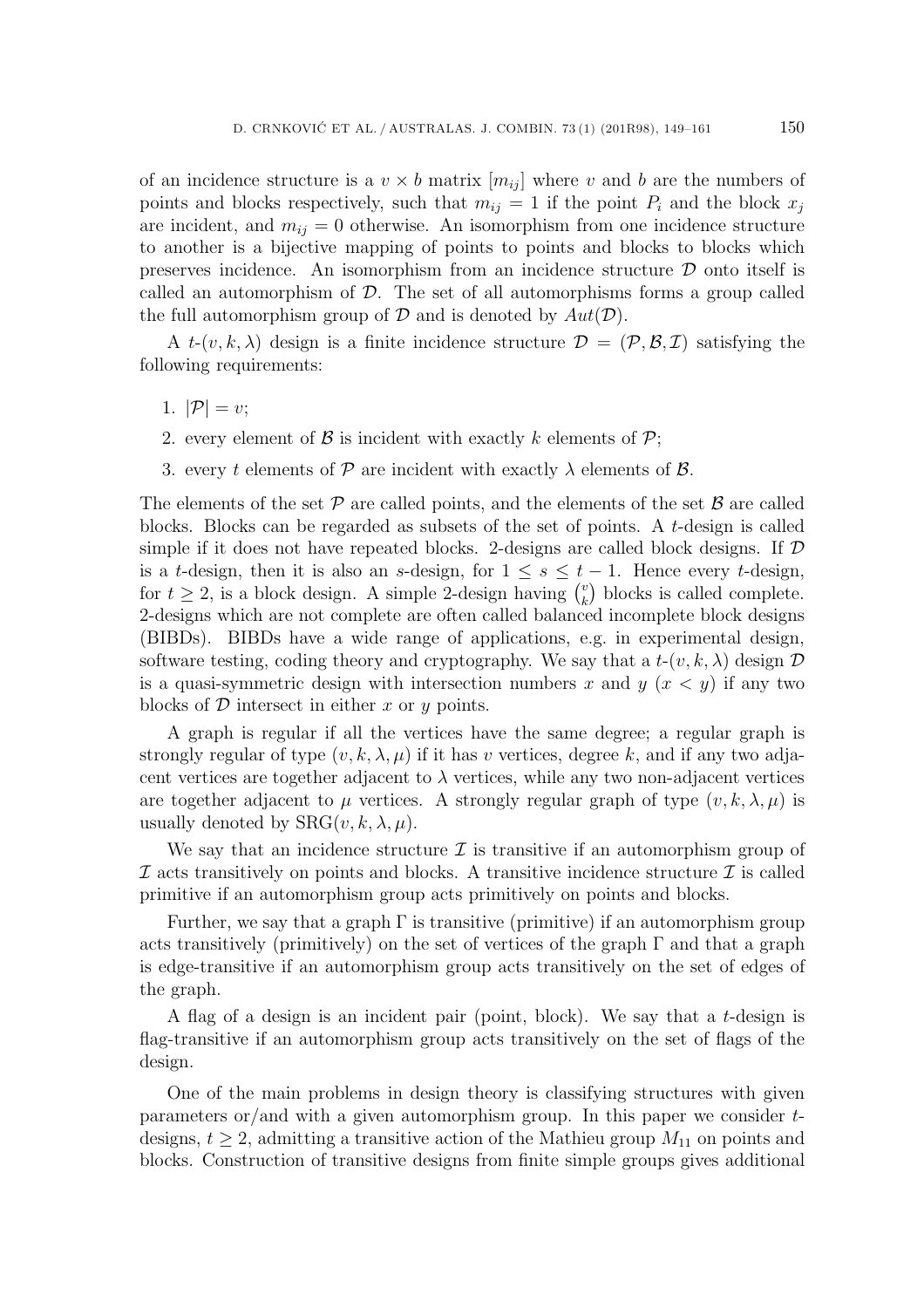of an incidence structure is a $v \times b$ matrix $[m_{ij}]$ where $v$ and $b$ are the numbers of points and blocks respectively, such that $m_{ij} = 1$ if the point $P_i$ and the block $x_j$ are incident, and $m_{ij} = 0$ otherwise. An isomorphism from one incidence structure to another is a bijective mapping of points to points and blocks to blocks which preserves incidence. An isomorphism from an incidence structure $\mathcal{D}$ onto itself is called an automorphism of $\mathcal{D}$. The set of all automorphisms forms a group called the full automorphism group of $\mathcal{D}$ and is denoted by $Aut(\mathcal{D})$.

A $t$-$(v, k, \lambda)$ design is a finite incidence structure $\mathcal{D} = (\mathcal{P}, \mathcal{B}, \mathcal{I})$ satisfying the following requirements:

1. $|\mathcal{P}| = v$;
2. every element of $\mathcal{B}$ is incident with exactly $k$ elements of $\mathcal{P}$;
3. every $t$ elements of $\mathcal{P}$ are incident with exactly $\lambda$ elements of $\mathcal{B}$.

The elements of the set $\mathcal{P}$ are called points, and the elements of the set $\mathcal{B}$ are called blocks. Blocks can be regarded as subsets of the set of points. A $t$-design is called simple if it does not have repeated blocks. 2-designs are called block designs. If $\mathcal{D}$ is a $t$-design, then it is also an $s$-design, for $1 \leq s \leq t-1$. Hence every $t$-design, for $t \geq 2$, is a block design. A simple 2-design having $\binom{v}{k}$ blocks is called complete. 2-designs which are not complete are often called balanced incomplete block designs (BIBDs). BIBDs have a wide range of applications, e.g. in experimental design, software testing, coding theory and cryptography. We say that a $t$-$(v, k, \lambda)$ design $\mathcal{D}$ is a quasi-symmetric design with intersection numbers $x$ and $y$ ($x < y$) if any two blocks of $\mathcal{D}$ intersect in either $x$ or $y$ points.

A graph is regular if all the vertices have the same degree; a regular graph is strongly regular of type $(v, k, \lambda, \mu)$ if it has $v$ vertices, degree $k$, and if any two adjacent vertices are together adjacent to $\lambda$ vertices, while any two non-adjacent vertices are together adjacent to $\mu$ vertices. A strongly regular graph of type $(v, k, \lambda, \mu)$ is usually denoted by $\mathrm{SRG}(v, k, \lambda, \mu)$.

We say that an incidence structure $\mathcal{I}$ is transitive if an automorphism group of $\mathcal{I}$ acts transitively on points and blocks. A transitive incidence structure $\mathcal{I}$ is called primitive if an automorphism group acts primitively on points and blocks.

Further, we say that a graph $\Gamma$ is transitive (primitive) if an automorphism group acts transitively (primitively) on the set of vertices of the graph $\Gamma$ and that a graph is edge-transitive if an automorphism group acts transitively on the set of edges of the graph.

A flag of a design is an incident pair (point, block). We say that a $t$-design is flag-transitive if an automorphism group acts transitively on the set of flags of the design.

One of the main problems in design theory is classifying structures with given parameters or/and with a given automorphism group. In this paper we consider $t$-designs, $t \geq 2$, admitting a transitive action of the Mathieu group $M_{11}$ on points and blocks. Construction of transitive designs from finite simple groups gives additional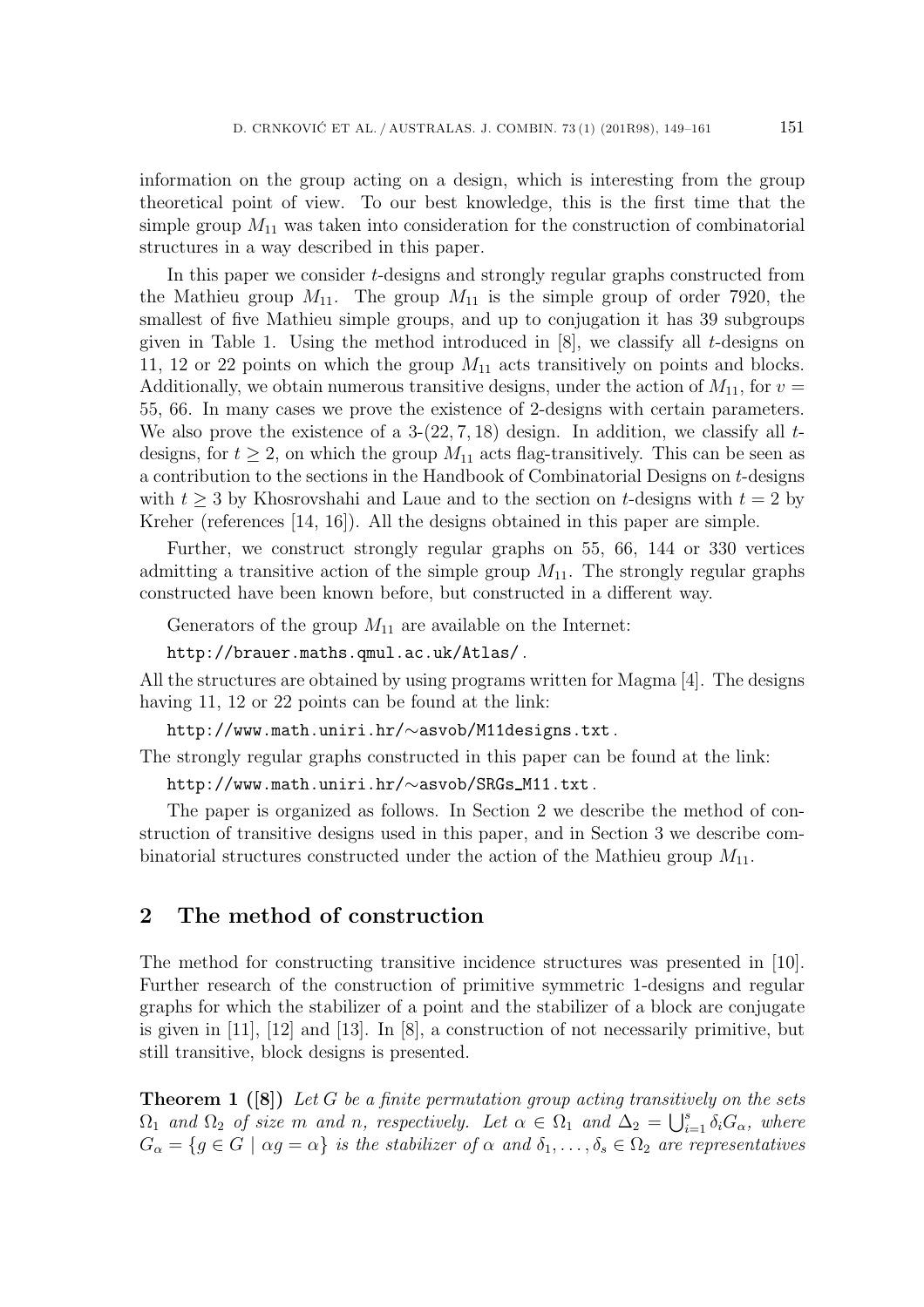information on the group acting on a design, which is interesting from the group theoretical point of view. To our best knowledge, this is the first time that the simple group $M_{11}$ was taken into consideration for the construction of combinatorial structures in a way described in this paper.

In this paper we consider $t$-designs and strongly regular graphs constructed from the Mathieu group $M_{11}$. The group $M_{11}$ is the simple group of order 7920, the smallest of five Mathieu simple groups, and up to conjugation it has 39 subgroups given in Table 1. Using the method introduced in [8], we classify all $t$-designs on 11, 12 or 22 points on which the group $M_{11}$ acts transitively on points and blocks. Additionally, we obtain numerous transitive designs, under the action of $M_{11}$, for $v = 55, 66$. In many cases we prove the existence of 2-designs with certain parameters. We also prove the existence of a 3-$(22, 7, 18)$ design. In addition, we classify all $t$-designs, for $t \geq 2$, on which the group $M_{11}$ acts flag-transitively. This can be seen as a contribution to the sections in the Handbook of Combinatorial Designs on $t$-designs with $t \geq 3$ by Khosrovshahi and Laue and to the section on $t$-designs with $t = 2$ by Kreher (references [14, 16]). All the designs obtained in this paper are simple.

Further, we construct strongly regular graphs on 55, 66, 144 or 330 vertices admitting a transitive action of the simple group $M_{11}$. The strongly regular graphs constructed have been known before, but constructed in a different way.

Generators of the group $M_{11}$ are available on the Internet:

http://brauer.maths.qmul.ac.uk/Atlas/ .

All the structures are obtained by using programs written for Magma [4]. The designs having 11, 12 or 22 points can be found at the link:

http://www.math.uniri.hr/∼asvob/M11designs.txt .

The strongly regular graphs constructed in this paper can be found at the link:

http://www.math.uniri.hr/∼asvob/SRGs_M11.txt .

The paper is organized as follows. In Section 2 we describe the method of construction of transitive designs used in this paper, and in Section 3 we describe combinatorial structures constructed under the action of the Mathieu group $M_{11}$.

## 2 The method of construction

The method for constructing transitive incidence structures was presented in [10]. Further research of the construction of primitive symmetric 1-designs and regular graphs for which the stabilizer of a point and the stabilizer of a block are conjugate is given in [11], [12] and [13]. In [8], a construction of not necessarily primitive, but still transitive, block designs is presented.

**Theorem 1 ([8])** *Let $G$ be a finite permutation group acting transitively on the sets $\Omega_1$ and $\Omega_2$ of size $m$ and $n$, respectively. Let $\alpha \in \Omega_1$ and $\Delta_2 = \bigcup_{i=1}^{s} \delta_i G_\alpha$, where $G_\alpha = \{g \in G \mid \alpha g = \alpha\}$ is the stabilizer of $\alpha$ and $\delta_1, \ldots, \delta_s \in \Omega_2$ are representatives*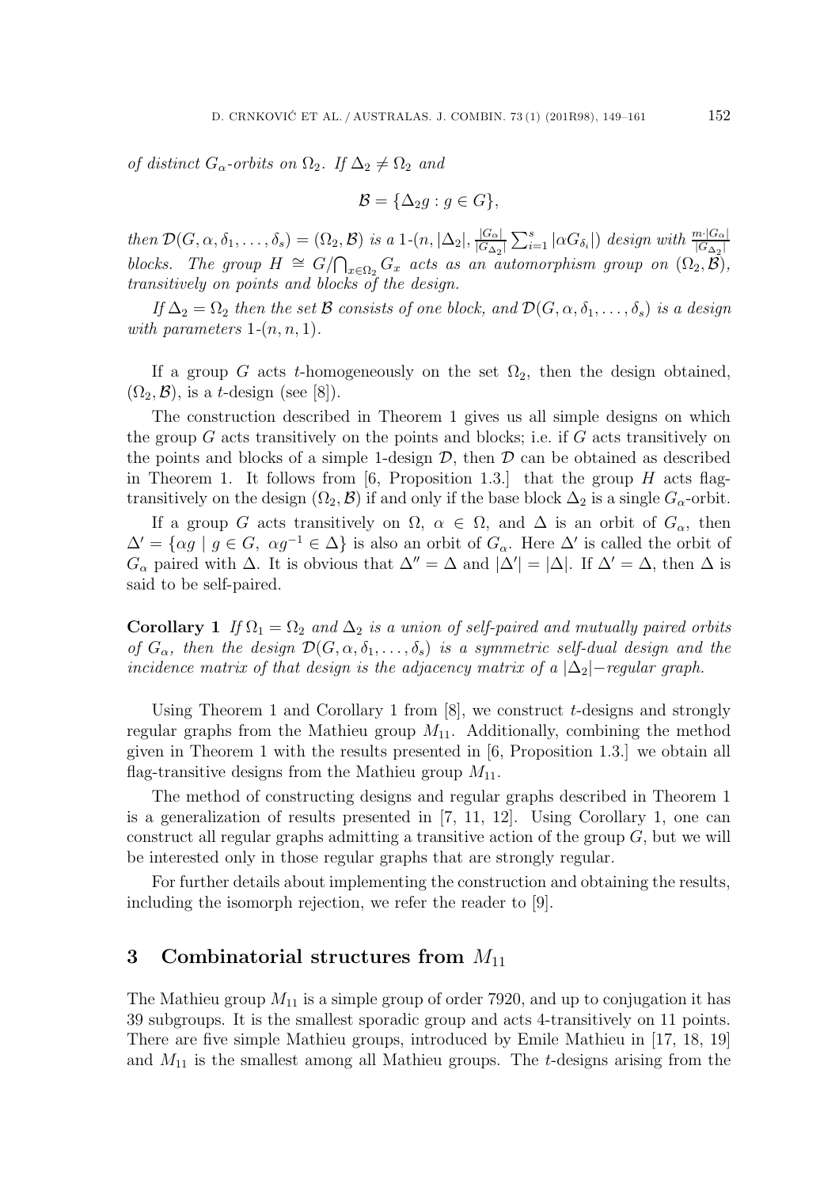*of distinct $G_\alpha$-orbits on $\Omega_2$. If $\Delta_2 \neq \Omega_2$ and*

$$\mathcal{B} = \{\Delta_2 g : g \in G\},$$

*then $\mathcal{D}(G, \alpha, \delta_1, \ldots, \delta_s) = (\Omega_2, \mathcal{B})$ is a 1-$(n, |\Delta_2|, \frac{|G_\alpha|}{|G_{\Delta_2}|} \sum_{i=1}^{s} |\alpha G_{\delta_i}|)$ design with $\frac{m \cdot |G_\alpha|}{|G_{\Delta_2}|}$ blocks. The group $H \cong G/\bigcap_{x \in \Omega_2} G_x$ acts as an automorphism group on $(\Omega_2, \mathcal{B})$, transitively on points and blocks of the design.*

*If $\Delta_2 = \Omega_2$ then the set $\mathcal{B}$ consists of one block, and $\mathcal{D}(G, \alpha, \delta_1, \ldots, \delta_s)$ is a design with parameters 1-$(n, n, 1)$.*

If a group $G$ acts $t$-homogeneously on the set $\Omega_2$, then the design obtained, $(\Omega_2, \mathcal{B})$, is a $t$-design (see [8]).

The construction described in Theorem 1 gives us all simple designs on which the group $G$ acts transitively on the points and blocks; i.e. if $G$ acts transitively on the points and blocks of a simple 1-design $\mathcal{D}$, then $\mathcal{D}$ can be obtained as described in Theorem 1. It follows from [6, Proposition 1.3.] that the group $H$ acts flag-transitively on the design $(\Omega_2, \mathcal{B})$ if and only if the base block $\Delta_2$ is a single $G_\alpha$-orbit.

If a group $G$ acts transitively on $\Omega$, $\alpha \in \Omega$, and $\Delta$ is an orbit of $G_\alpha$, then $\Delta' = \{\alpha g \mid g \in G,\ \alpha g^{-1} \in \Delta\}$ is also an orbit of $G_\alpha$. Here $\Delta'$ is called the orbit of $G_\alpha$ paired with $\Delta$. It is obvious that $\Delta'' = \Delta$ and $|\Delta'| = |\Delta|$. If $\Delta' = \Delta$, then $\Delta$ is said to be self-paired.

**Corollary 1** *If $\Omega_1 = \Omega_2$ and $\Delta_2$ is a union of self-paired and mutually paired orbits of $G_\alpha$, then the design $\mathcal{D}(G, \alpha, \delta_1, \ldots, \delta_s)$ is a symmetric self-dual design and the incidence matrix of that design is the adjacency matrix of a $|\Delta_2|-$regular graph.*

Using Theorem 1 and Corollary 1 from [8], we construct $t$-designs and strongly regular graphs from the Mathieu group $M_{11}$. Additionally, combining the method given in Theorem 1 with the results presented in [6, Proposition 1.3.] we obtain all flag-transitive designs from the Mathieu group $M_{11}$.

The method of constructing designs and regular graphs described in Theorem 1 is a generalization of results presented in [7, 11, 12]. Using Corollary 1, one can construct all regular graphs admitting a transitive action of the group $G$, but we will be interested only in those regular graphs that are strongly regular.

For further details about implementing the construction and obtaining the results, including the isomorph rejection, we refer the reader to [9].

## 3 Combinatorial structures from $M_{11}$

The Mathieu group $M_{11}$ is a simple group of order 7920, and up to conjugation it has 39 subgroups. It is the smallest sporadic group and acts 4-transitively on 11 points. There are five simple Mathieu groups, introduced by Emile Mathieu in [17, 18, 19] and $M_{11}$ is the smallest among all Mathieu groups. The $t$-designs arising from the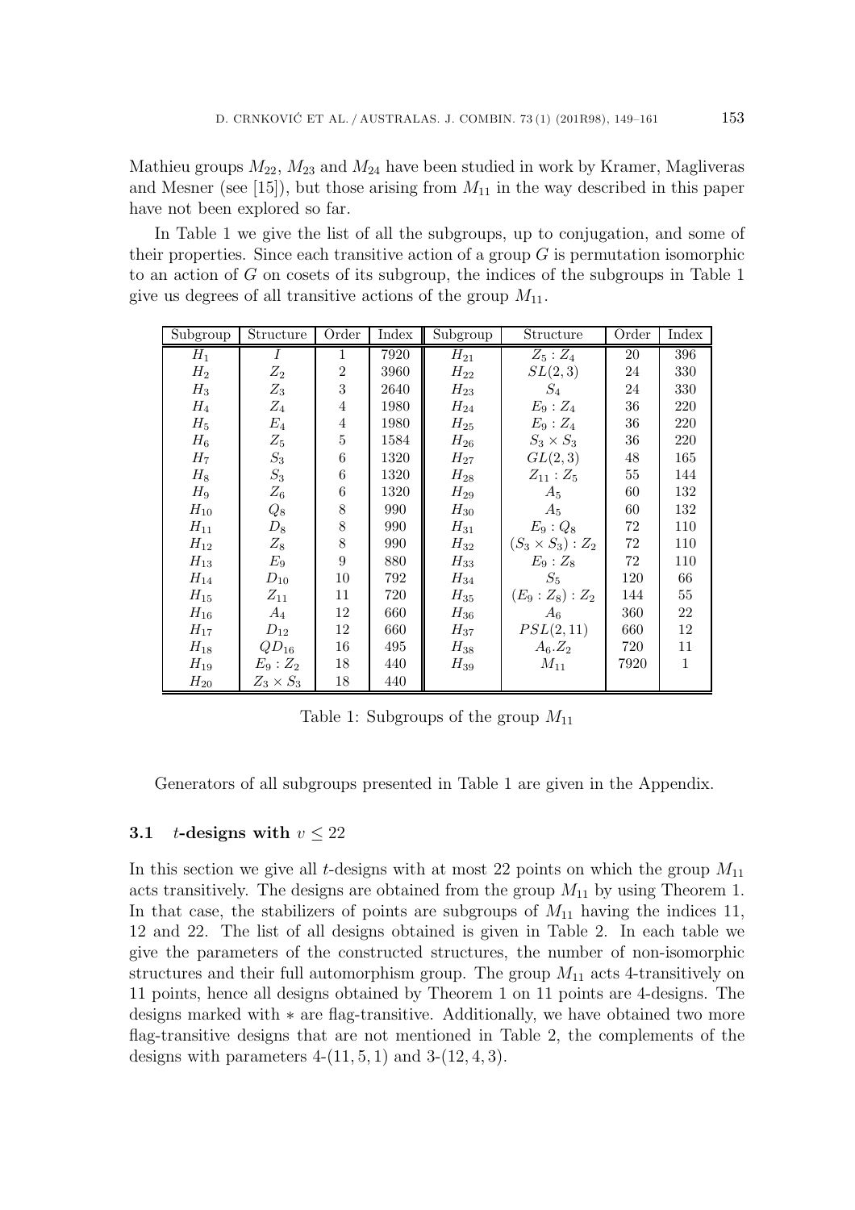Mathieu groups $M_{22}$, $M_{23}$ and $M_{24}$ have been studied in work by Kramer, Magliveras and Mesner (see [15]), but those arising from $M_{11}$ in the way described in this paper have not been explored so far.

In Table 1 we give the list of all the subgroups, up to conjugation, and some of their properties. Since each transitive action of a group $G$ is permutation isomorphic to an action of $G$ on cosets of its subgroup, the indices of the subgroups in Table 1 give us degrees of all transitive actions of the group $M_{11}$.

| Subgroup | Structure | Order | Index | Subgroup | Structure | Order | Index |
|---|---|---|---|---|---|---|---|
| $H_1$ | $I$ | 1 | 7920 | $H_{21}$ | $Z_5 : Z_4$ | 20 | 396 |
| $H_2$ | $Z_2$ | 2 | 3960 | $H_{22}$ | $SL(2,3)$ | 24 | 330 |
| $H_3$ | $Z_3$ | 3 | 2640 | $H_{23}$ | $S_4$ | 24 | 330 |
| $H_4$ | $Z_4$ | 4 | 1980 | $H_{24}$ | $E_9 : Z_4$ | 36 | 220 |
| $H_5$ | $E_4$ | 4 | 1980 | $H_{25}$ | $E_9 : Z_4$ | 36 | 220 |
| $H_6$ | $Z_5$ | 5 | 1584 | $H_{26}$ | $S_3 \times S_3$ | 36 | 220 |
| $H_7$ | $S_3$ | 6 | 1320 | $H_{27}$ | $GL(2,3)$ | 48 | 165 |
| $H_8$ | $S_3$ | 6 | 1320 | $H_{28}$ | $Z_{11} : Z_5$ | 55 | 144 |
| $H_9$ | $Z_6$ | 6 | 1320 | $H_{29}$ | $A_5$ | 60 | 132 |
| $H_{10}$ | $Q_8$ | 8 | 990 | $H_{30}$ | $A_5$ | 60 | 132 |
| $H_{11}$ | $D_8$ | 8 | 990 | $H_{31}$ | $E_9 : Q_8$ | 72 | 110 |
| $H_{12}$ | $Z_8$ | 8 | 990 | $H_{32}$ | $(S_3 \times S_3) : Z_2$ | 72 | 110 |
| $H_{13}$ | $E_9$ | 9 | 880 | $H_{33}$ | $E_9 : Z_8$ | 72 | 110 |
| $H_{14}$ | $D_{10}$ | 10 | 792 | $H_{34}$ | $S_5$ | 120 | 66 |
| $H_{15}$ | $Z_{11}$ | 11 | 720 | $H_{35}$ | $(E_9 : Z_8) : Z_2$ | 144 | 55 |
| $H_{16}$ | $A_4$ | 12 | 660 | $H_{36}$ | $A_6$ | 360 | 22 |
| $H_{17}$ | $D_{12}$ | 12 | 660 | $H_{37}$ | $PSL(2,11)$ | 660 | 12 |
| $H_{18}$ | $QD_{16}$ | 16 | 495 | $H_{38}$ | $A_6.Z_2$ | 720 | 11 |
| $H_{19}$ | $E_9 : Z_2$ | 18 | 440 | $H_{39}$ | $M_{11}$ | 7920 | 1 |
| $H_{20}$ | $Z_3 \times S_3$ | 18 | 440 | | | | |

Table 1: Subgroups of the group $M_{11}$

Generators of all subgroups presented in Table 1 are given in the Appendix.

### 3.1 $t$-designs with $v \leq 22$

In this section we give all $t$-designs with at most 22 points on which the group $M_{11}$ acts transitively. The designs are obtained from the group $M_{11}$ by using Theorem 1. In that case, the stabilizers of points are subgroups of $M_{11}$ having the indices 11, 12 and 22. The list of all designs obtained is given in Table 2. In each table we give the parameters of the constructed structures, the number of non-isomorphic structures and their full automorphism group. The group $M_{11}$ acts 4-transitively on 11 points, hence all designs obtained by Theorem 1 on 11 points are 4-designs. The designs marked with $*$ are flag-transitive. Additionally, we have obtained two more flag-transitive designs that are not mentioned in Table 2, the complements of the designs with parameters 4-$(11, 5, 1)$ and 3-$(12, 4, 3)$.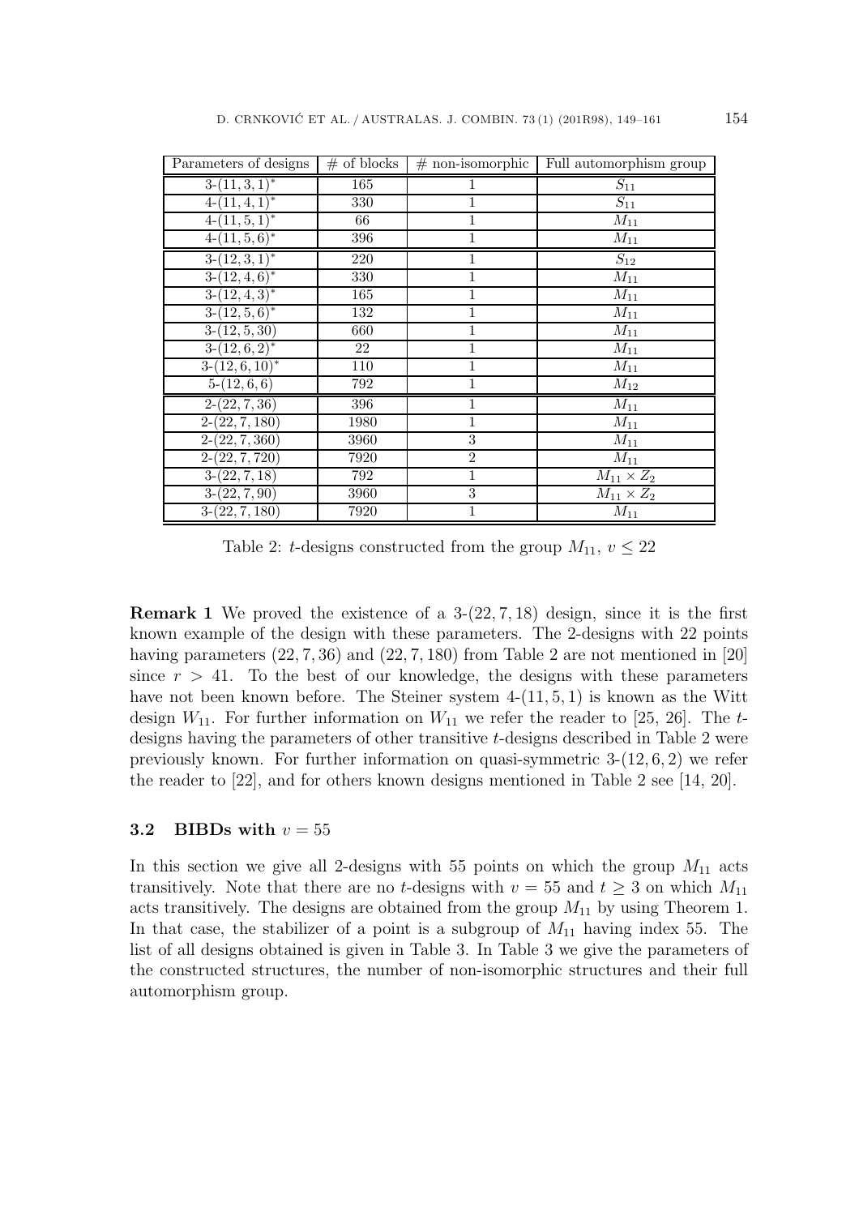| Parameters of designs | # of blocks | # non-isomorphic | Full automorphism group |
|---|---|---|---|
| $3$-$(11,3,1)^*$ | 165 | 1 | $S_{11}$ |
| $4$-$(11,4,1)^*$ | 330 | 1 | $S_{11}$ |
| $4$-$(11,5,1)^*$ | 66 | 1 | $M_{11}$ |
| $4$-$(11,5,6)^*$ | 396 | 1 | $M_{11}$ |
| $3$-$(12,3,1)^*$ | 220 | 1 | $S_{12}$ |
| $3$-$(12,4,6)^*$ | 330 | 1 | $M_{11}$ |
| $3$-$(12,4,3)^*$ | 165 | 1 | $M_{11}$ |
| $3$-$(12,5,6)^*$ | 132 | 1 | $M_{11}$ |
| $3$-$(12,5,30)$ | 660 | 1 | $M_{11}$ |
| $3$-$(12,6,2)^*$ | 22 | 1 | $M_{11}$ |
| $3$-$(12,6,10)^*$ | 110 | 1 | $M_{11}$ |
| $5$-$(12,6,6)$ | 792 | 1 | $M_{12}$ |
| $2$-$(22,7,36)$ | 396 | 1 | $M_{11}$ |
| $2$-$(22,7,180)$ | 1980 | 1 | $M_{11}$ |
| $2$-$(22,7,360)$ | 3960 | 3 | $M_{11}$ |
| $2$-$(22,7,720)$ | 7920 | 2 | $M_{11}$ |
| $3$-$(22,7,18)$ | 792 | 1 | $M_{11} \times Z_2$ |
| $3$-$(22,7,90)$ | 3960 | 3 | $M_{11} \times Z_2$ |
| $3$-$(22,7,180)$ | 7920 | 1 | $M_{11}$ |

Table 2: $t$-designs constructed from the group $M_{11}$, $v \leq 22$

**Remark 1** We proved the existence of a $3$-$(22,7,18)$ design, since it is the first known example of the design with these parameters. The 2-designs with 22 points having parameters $(22,7,36)$ and $(22,7,180)$ from Table 2 are not mentioned in [20] since $r > 41$. To the best of our knowledge, the designs with these parameters have not been known before. The Steiner system $4$-$(11,5,1)$ is known as the Witt design $W_{11}$. For further information on $W_{11}$ we refer the reader to [25, 26]. The $t$-designs having the parameters of other transitive $t$-designs described in Table 2 were previously known. For further information on quasi-symmetric $3$-$(12,6,2)$ we refer the reader to [22], and for others known designs mentioned in Table 2 see [14, 20].

### 3.2 BIBDs with $v = 55$

In this section we give all 2-designs with 55 points on which the group $M_{11}$ acts transitively. Note that there are no $t$-designs with $v = 55$ and $t \geq 3$ on which $M_{11}$ acts transitively. The designs are obtained from the group $M_{11}$ by using Theorem 1. In that case, the stabilizer of a point is a subgroup of $M_{11}$ having index 55. The list of all designs obtained is given in Table 3. In Table 3 we give the parameters of the constructed structures, the number of non-isomorphic structures and their full automorphism group.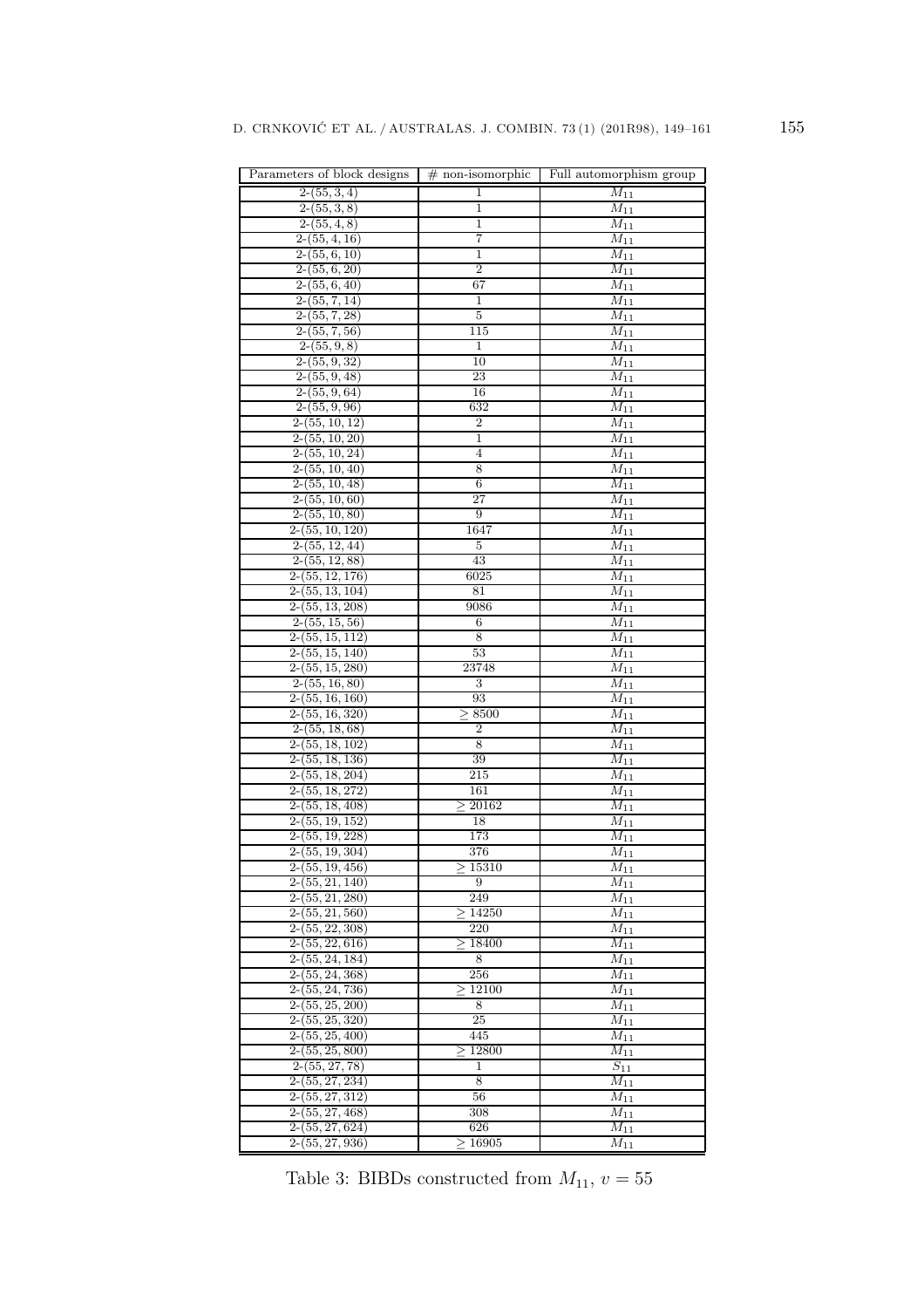| Parameters of block designs | # non-isomorphic | Full automorphism group |
|---|---|---|
| 2-(55, 3, 4) | 1 | $M_{11}$ |
| 2-(55, 3, 8) | 1 | $M_{11}$ |
| 2-(55, 4, 8) | 1 | $M_{11}$ |
| 2-(55, 4, 16) | 7 | $M_{11}$ |
| 2-(55, 6, 10) | 1 | $M_{11}$ |
| 2-(55, 6, 20) | 2 | $M_{11}$ |
| 2-(55, 6, 40) | 67 | $M_{11}$ |
| 2-(55, 7, 14) | 1 | $M_{11}$ |
| 2-(55, 7, 28) | 5 | $M_{11}$ |
| 2-(55, 7, 56) | 115 | $M_{11}$ |
| 2-(55, 9, 8) | 1 | $M_{11}$ |
| 2-(55, 9, 32) | 10 | $M_{11}$ |
| 2-(55, 9, 48) | 23 | $M_{11}$ |
| 2-(55, 9, 64) | 16 | $M_{11}$ |
| 2-(55, 9, 96) | 632 | $M_{11}$ |
| 2-(55, 10, 12) | 2 | $M_{11}$ |
| 2-(55, 10, 20) | 1 | $M_{11}$ |
| 2-(55, 10, 24) | 4 | $M_{11}$ |
| 2-(55, 10, 40) | 8 | $M_{11}$ |
| 2-(55, 10, 48) | 6 | $M_{11}$ |
| 2-(55, 10, 60) | 27 | $M_{11}$ |
| 2-(55, 10, 80) | 9 | $M_{11}$ |
| 2-(55, 10, 120) | 1647 | $M_{11}$ |
| 2-(55, 12, 44) | 5 | $M_{11}$ |
| 2-(55, 12, 88) | 43 | $M_{11}$ |
| 2-(55, 12, 176) | 6025 | $M_{11}$ |
| 2-(55, 13, 104) | 81 | $M_{11}$ |
| 2-(55, 13, 208) | 9086 | $M_{11}$ |
| 2-(55, 15, 56) | 6 | $M_{11}$ |
| 2-(55, 15, 112) | 8 | $M_{11}$ |
| 2-(55, 15, 140) | 53 | $M_{11}$ |
| 2-(55, 15, 280) | 23748 | $M_{11}$ |
| 2-(55, 16, 80) | 3 | $M_{11}$ |
| 2-(55, 16, 160) | 93 | $M_{11}$ |
| 2-(55, 16, 320) | $\geq 8500$ | $M_{11}$ |
| 2-(55, 18, 68) | 2 | $M_{11}$ |
| 2-(55, 18, 102) | 8 | $M_{11}$ |
| 2-(55, 18, 136) | 39 | $M_{11}$ |
| 2-(55, 18, 204) | 215 | $M_{11}$ |
| 2-(55, 18, 272) | 161 | $M_{11}$ |
| 2-(55, 18, 408) | $\geq 20162$ | $M_{11}$ |
| 2-(55, 19, 152) | 18 | $M_{11}$ |
| 2-(55, 19, 228) | 173 | $M_{11}$ |
| 2-(55, 19, 304) | 376 | $M_{11}$ |
| 2-(55, 19, 456) | $\geq 15310$ | $M_{11}$ |
| 2-(55, 21, 140) | 9 | $M_{11}$ |
| 2-(55, 21, 280) | 249 | $M_{11}$ |
| 2-(55, 21, 560) | $\geq 14250$ | $M_{11}$ |
| 2-(55, 22, 308) | 220 | $M_{11}$ |
| 2-(55, 22, 616) | $\geq 18400$ | $M_{11}$ |
| 2-(55, 24, 184) | 8 | $M_{11}$ |
| 2-(55, 24, 368) | 256 | $M_{11}$ |
| 2-(55, 24, 736) | $\geq 12100$ | $M_{11}$ |
| 2-(55, 25, 200) | 8 | $M_{11}$ |
| 2-(55, 25, 320) | 25 | $M_{11}$ |
| 2-(55, 25, 400) | 445 | $M_{11}$ |
| 2-(55, 25, 800) | $\geq 12800$ | $M_{11}$ |
| 2-(55, 27, 78) | 1 | $S_{11}$ |
| 2-(55, 27, 234) | 8 | $M_{11}$ |
| 2-(55, 27, 312) | 56 | $M_{11}$ |
| 2-(55, 27, 468) | 308 | $M_{11}$ |
| 2-(55, 27, 624) | 626 | $M_{11}$ |
| 2-(55, 27, 936) | $\geq 16905$ | $M_{11}$ |

Table 3: BIBDs constructed from $M_{11}$, $v = 55$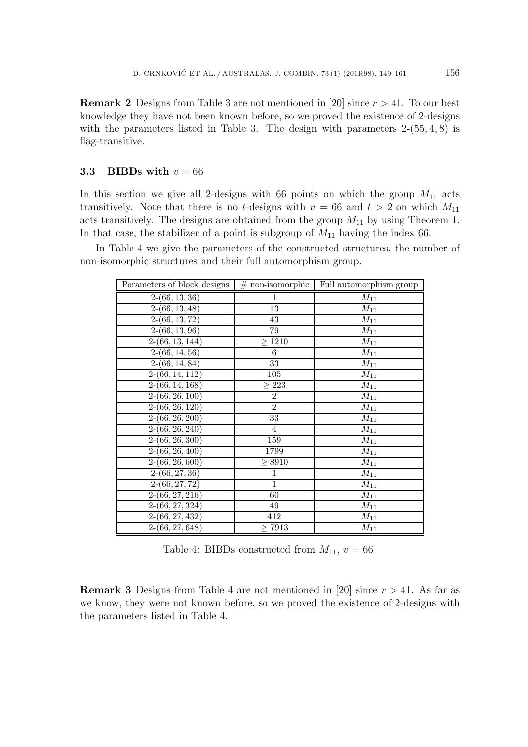**Remark 2** Designs from Table 3 are not mentioned in [20] since $r > 41$. To our best knowledge they have not been known before, so we proved the existence of 2-designs with the parameters listed in Table 3. The design with parameters 2-$(55, 4, 8)$ is flag-transitive.

### 3.3 BIBDs with $v = 66$

In this section we give all 2-designs with 66 points on which the group $M_{11}$ acts transitively. Note that there is no $t$-designs with $v = 66$ and $t > 2$ on which $M_{11}$ acts transitively. The designs are obtained from the group $M_{11}$ by using Theorem 1. In that case, the stabilizer of a point is subgroup of $M_{11}$ having the index 66.

In Table 4 we give the parameters of the constructed structures, the number of non-isomorphic structures and their full automorphism group.

| Parameters of block designs | # non-isomorphic | Full automorphism group |
|---|---|---|
| 2-$(66, 13, 36)$ | 1 | $M_{11}$ |
| 2-$(66, 13, 48)$ | 13 | $M_{11}$ |
| 2-$(66, 13, 72)$ | 43 | $M_{11}$ |
| 2-$(66, 13, 96)$ | 79 | $M_{11}$ |
| 2-$(66, 13, 144)$ | $\geq 1210$ | $M_{11}$ |
| 2-$(66, 14, 56)$ | 6 | $M_{11}$ |
| 2-$(66, 14, 84)$ | 33 | $M_{11}$ |
| 2-$(66, 14, 112)$ | 105 | $M_{11}$ |
| 2-$(66, 14, 168)$ | $\geq 223$ | $M_{11}$ |
| 2-$(66, 26, 100)$ | 2 | $M_{11}$ |
| 2-$(66, 26, 120)$ | 2 | $M_{11}$ |
| 2-$(66, 26, 200)$ | 33 | $M_{11}$ |
| 2-$(66, 26, 240)$ | 4 | $M_{11}$ |
| 2-$(66, 26, 300)$ | 159 | $M_{11}$ |
| 2-$(66, 26, 400)$ | 1799 | $M_{11}$ |
| 2-$(66, 26, 600)$ | $\geq 8910$ | $M_{11}$ |
| 2-$(66, 27, 36)$ | 1 | $M_{11}$ |
| 2-$(66, 27, 72)$ | 1 | $M_{11}$ |
| 2-$(66, 27, 216)$ | 60 | $M_{11}$ |
| 2-$(66, 27, 324)$ | 49 | $M_{11}$ |
| 2-$(66, 27, 432)$ | 412 | $M_{11}$ |
| 2-$(66, 27, 648)$ | $\geq 7913$ | $M_{11}$ |

Table 4: BIBDs constructed from $M_{11}$, $v = 66$

**Remark 3** Designs from Table 4 are not mentioned in [20] since $r > 41$. As far as we know, they were not known before, so we proved the existence of 2-designs with the parameters listed in Table 4.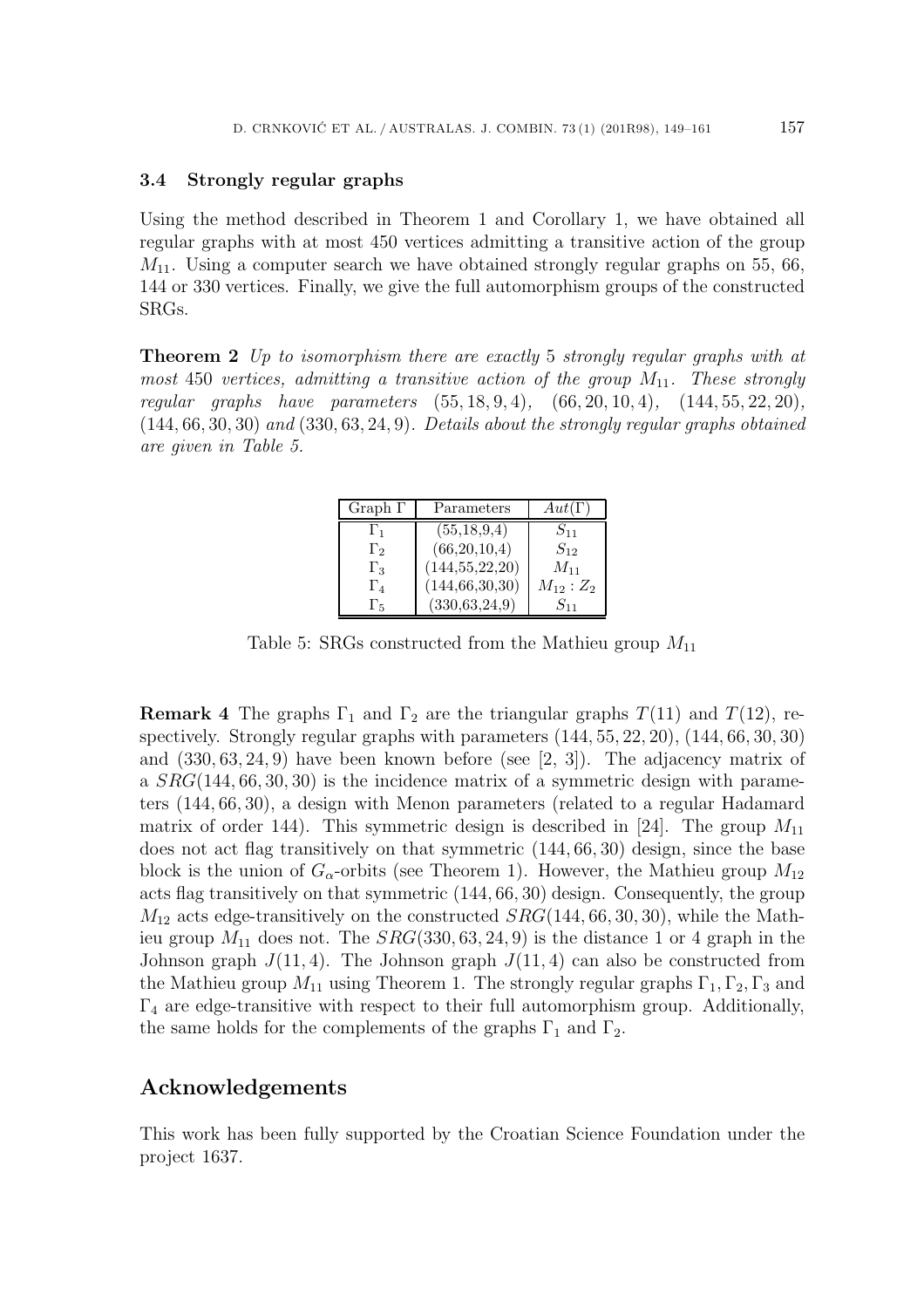### 3.4 Strongly regular graphs

Using the method described in Theorem 1 and Corollary 1, we have obtained all regular graphs with at most 450 vertices admitting a transitive action of the group $M_{11}$. Using a computer search we have obtained strongly regular graphs on 55, 66, 144 or 330 vertices. Finally, we give the full automorphism groups of the constructed SRGs.

**Theorem 2** *Up to isomorphism there are exactly* 5 *strongly regular graphs with at most* 450 *vertices, admitting a transitive action of the group* $M_{11}$. *These strongly regular graphs have parameters* $(55, 18, 9, 4)$, $(66, 20, 10, 4)$, $(144, 55, 22, 20)$, $(144, 66, 30, 30)$ *and* $(330, 63, 24, 9)$. *Details about the strongly regular graphs obtained are given in Table 5.*

| Graph $\Gamma$ | Parameters | $Aut(\Gamma)$ |
|---|---|---|
| $\Gamma_1$ | (55,18,9,4) | $S_{11}$ |
| $\Gamma_2$ | (66,20,10,4) | $S_{12}$ |
| $\Gamma_3$ | (144,55,22,20) | $M_{11}$ |
| $\Gamma_4$ | (144,66,30,30) | $M_{12} : Z_2$ |
| $\Gamma_5$ | (330,63,24,9) | $S_{11}$ |

Table 5: SRGs constructed from the Mathieu group $M_{11}$

**Remark 4** The graphs $\Gamma_1$ and $\Gamma_2$ are the triangular graphs $T(11)$ and $T(12)$, respectively. Strongly regular graphs with parameters $(144, 55, 22, 20)$, $(144, 66, 30, 30)$ and $(330, 63, 24, 9)$ have been known before (see [2, 3]). The adjacency matrix of a $SRG(144, 66, 30, 30)$ is the incidence matrix of a symmetric design with parameters $(144, 66, 30)$, a design with Menon parameters (related to a regular Hadamard matrix of order 144). This symmetric design is described in [24]. The group $M_{11}$ does not act flag transitively on that symmetric $(144, 66, 30)$ design, since the base block is the union of $G_\alpha$-orbits (see Theorem 1). However, the Mathieu group $M_{12}$ acts flag transitively on that symmetric $(144, 66, 30)$ design. Consequently, the group $M_{12}$ acts edge-transitively on the constructed $SRG(144, 66, 30, 30)$, while the Mathieu group $M_{11}$ does not. The $SRG(330, 63, 24, 9)$ is the distance 1 or 4 graph in the Johnson graph $J(11, 4)$. The Johnson graph $J(11, 4)$ can also be constructed from the Mathieu group $M_{11}$ using Theorem 1. The strongly regular graphs $\Gamma_1, \Gamma_2, \Gamma_3$ and $\Gamma_4$ are edge-transitive with respect to their full automorphism group. Additionally, the same holds for the complements of the graphs $\Gamma_1$ and $\Gamma_2$.

## Acknowledgements

This work has been fully supported by the Croatian Science Foundation under the project 1637.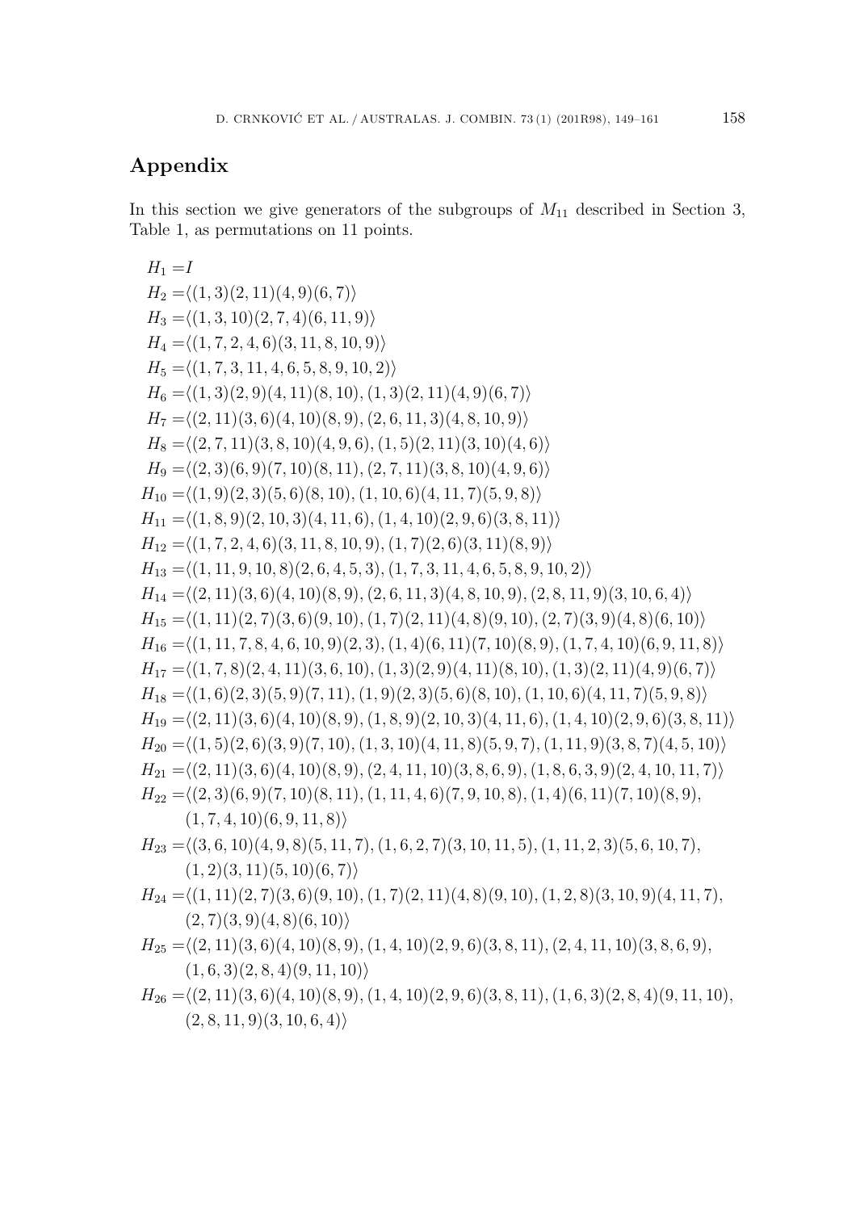## Appendix

In this section we give generators of the subgroups of $M_{11}$ described in Section 3, Table 1, as permutations on 11 points.

$$H_1 = I$$
$$H_2 = \langle (1,3)(2,11)(4,9)(6,7) \rangle$$
$$H_3 = \langle (1,3,10)(2,7,4)(6,11,9) \rangle$$
$$H_4 = \langle (1,7,2,4,6)(3,11,8,10,9) \rangle$$
$$H_5 = \langle (1,7,3,11,4,6,5,8,9,10,2) \rangle$$
$$H_6 = \langle (1,3)(2,9)(4,11)(8,10), (1,3)(2,11)(4,9)(6,7) \rangle$$
$$H_7 = \langle (2,11)(3,6)(4,10)(8,9), (2,6,11,3)(4,8,10,9) \rangle$$
$$H_8 = \langle (2,7,11)(3,8,10)(4,9,6), (1,5)(2,11)(3,10)(4,6) \rangle$$
$$H_9 = \langle (2,3)(6,9)(7,10)(8,11), (2,7,11)(3,8,10)(4,9,6) \rangle$$
$$H_{10} = \langle (1,9)(2,3)(5,6)(8,10), (1,10,6)(4,11,7)(5,9,8) \rangle$$
$$H_{11} = \langle (1,8,9)(2,10,3)(4,11,6), (1,4,10)(2,9,6)(3,8,11) \rangle$$
$$H_{12} = \langle (1,7,2,4,6)(3,11,8,10,9), (1,7)(2,6)(3,11)(8,9) \rangle$$
$$H_{13} = \langle (1,11,9,10,8)(2,6,4,5,3), (1,7,3,11,4,6,5,8,9,10,2) \rangle$$
$$H_{14} = \langle (2,11)(3,6)(4,10)(8,9), (2,6,11,3)(4,8,10,9), (2,8,11,9)(3,10,6,4) \rangle$$
$$H_{15} = \langle (1,11)(2,7)(3,6)(9,10), (1,7)(2,11)(4,8)(9,10), (2,7)(3,9)(4,8)(6,10) \rangle$$
$$H_{16} = \langle (1,11,7,8,4,6,10,9)(2,3), (1,4)(6,11)(7,10)(8,9), (1,7,4,10)(6,9,11,8) \rangle$$
$$H_{17} = \langle (1,7,8)(2,4,11)(3,6,10), (1,3)(2,9)(4,11)(8,10), (1,3)(2,11)(4,9)(6,7) \rangle$$
$$H_{18} = \langle (1,6)(2,3)(5,9)(7,11), (1,9)(2,3)(5,6)(8,10), (1,10,6)(4,11,7)(5,9,8) \rangle$$
$$H_{19} = \langle (2,11)(3,6)(4,10)(8,9), (1,8,9)(2,10,3)(4,11,6), (1,4,10)(2,9,6)(3,8,11) \rangle$$
$$H_{20} = \langle (1,5)(2,6)(3,9)(7,10), (1,3,10)(4,11,8)(5,9,7), (1,11,9)(3,8,7)(4,5,10) \rangle$$
$$H_{21} = \langle (2,11)(3,6)(4,10)(8,9), (2,4,11,10)(3,8,6,9), (1,8,6,3,9)(2,4,10,11,7) \rangle$$
$$H_{22} = \langle (2,3)(6,9)(7,10)(8,11), (1,11,4,6)(7,9,10,8), (1,4)(6,11)(7,10)(8,9), (1,7,4,10)(6,9,11,8) \rangle$$
$$H_{23} = \langle (3,6,10)(4,9,8)(5,11,7), (1,6,2,7)(3,10,11,5), (1,11,2,3)(5,6,10,7), (1,2)(3,11)(5,10)(6,7) \rangle$$
$$H_{24} = \langle (1,11)(2,7)(3,6)(9,10), (1,7)(2,11)(4,8)(9,10), (1,2,8)(3,10,9)(4,11,7), (2,7)(3,9)(4,8)(6,10) \rangle$$
$$H_{25} = \langle (2,11)(3,6)(4,10)(8,9), (1,4,10)(2,9,6)(3,8,11), (2,4,11,10)(3,8,6,9), (1,6,3)(2,8,4)(9,11,10) \rangle$$
$$H_{26} = \langle (2,11)(3,6)(4,10)(8,9), (1,4,10)(2,9,6)(3,8,11), (1,6,3)(2,8,4)(9,11,10), (2,8,11,9)(3,10,6,4) \rangle$$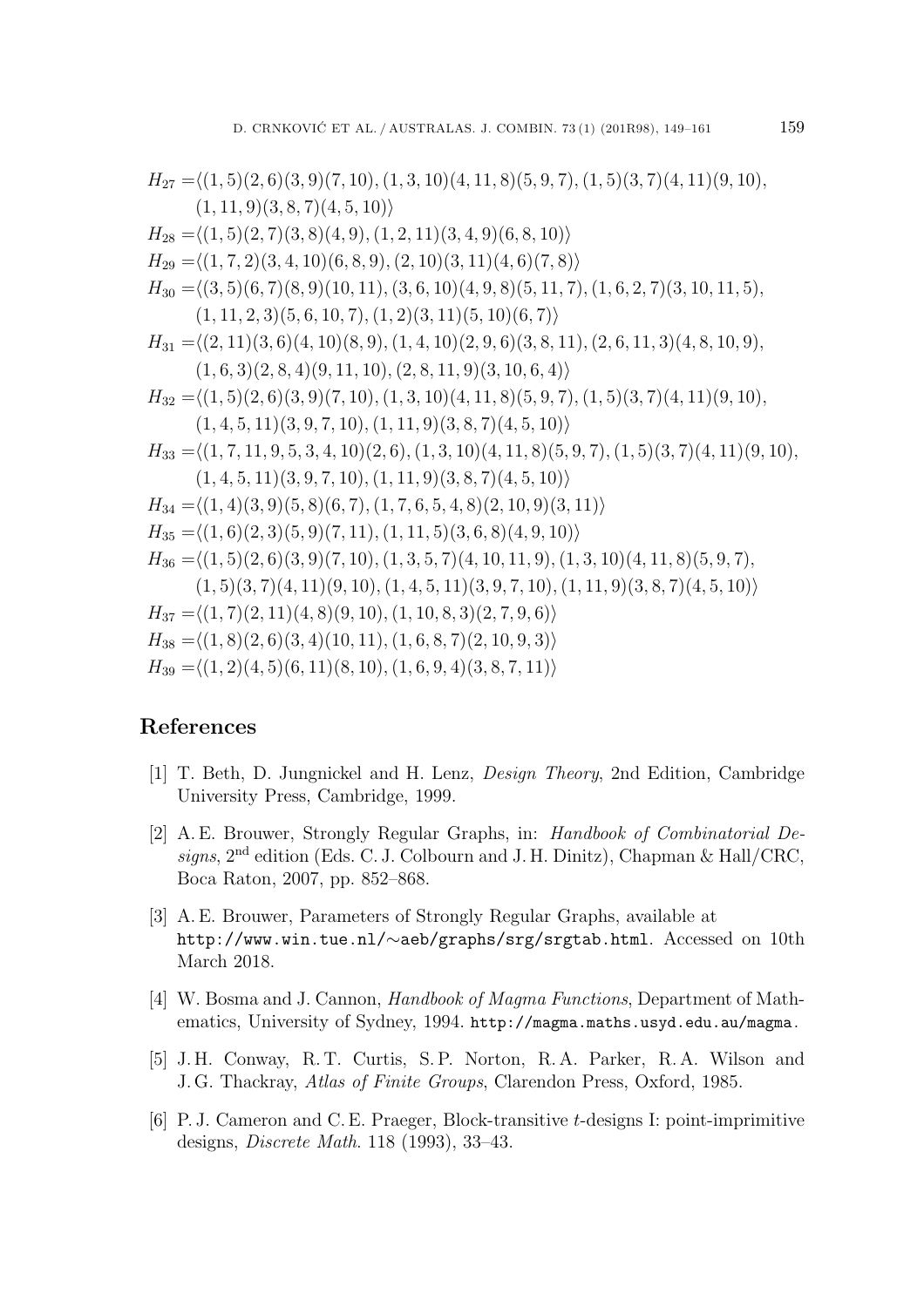$H_{27} = \langle(1,5)(2,6)(3,9)(7,10), (1,3,10)(4,11,8)(5,9,7), (1,5)(3,7)(4,11)(9,10), (1,11,9)(3,8,7)(4,5,10)\rangle$

$H_{28} = \langle(1,5)(2,7)(3,8)(4,9), (1,2,11)(3,4,9)(6,8,10)\rangle$

$H_{29} = \langle(1,7,2)(3,4,10)(6,8,9), (2,10)(3,11)(4,6)(7,8)\rangle$

$H_{30} = \langle(3,5)(6,7)(8,9)(10,11), (3,6,10)(4,9,8)(5,11,7), (1,6,2,7)(3,10,11,5), (1,11,2,3)(5,6,10,7), (1,2)(3,11)(5,10)(6,7)\rangle$

$H_{31} = \langle(2,11)(3,6)(4,10)(8,9), (1,4,10)(2,9,6)(3,8,11), (2,6,11,3)(4,8,10,9), (1,6,3)(2,8,4)(9,11,10), (2,8,11,9)(3,10,6,4)\rangle$

$H_{32} = \langle(1,5)(2,6)(3,9)(7,10), (1,3,10)(4,11,8)(5,9,7), (1,5)(3,7)(4,11)(9,10), (1,4,5,11)(3,9,7,10), (1,11,9)(3,8,7)(4,5,10)\rangle$

$H_{33} = \langle(1,7,11,9,5,3,4,10)(2,6), (1,3,10)(4,11,8)(5,9,7), (1,5)(3,7)(4,11)(9,10), (1,4,5,11)(3,9,7,10), (1,11,9)(3,8,7)(4,5,10)\rangle$

$H_{34} = \langle(1,4)(3,9)(5,8)(6,7), (1,7,6,5,4,8)(2,10,9)(3,11)\rangle$

$H_{35} = \langle(1,6)(2,3)(5,9)(7,11), (1,11,5)(3,6,8)(4,9,10)\rangle$

$H_{36} = \langle(1,5)(2,6)(3,9)(7,10), (1,3,5,7)(4,10,11,9), (1,3,10)(4,11,8)(5,9,7), (1,5)(3,7)(4,11)(9,10), (1,4,5,11)(3,9,7,10), (1,11,9)(3,8,7)(4,5,10)\rangle$

$H_{37} = \langle(1,7)(2,11)(4,8)(9,10), (1,10,8,3)(2,7,9,6)\rangle$

$H_{38} = \langle(1,8)(2,6)(3,4)(10,11), (1,6,8,7)(2,10,9,3)\rangle$

$H_{39} = \langle(1,2)(4,5)(6,11)(8,10), (1,6,9,4)(3,8,7,11)\rangle$

## References

[1] T. Beth, D. Jungnickel and H. Lenz, *Design Theory*, 2nd Edition, Cambridge University Press, Cambridge, 1999.

[2] A. E. Brouwer, Strongly Regular Graphs, in: *Handbook of Combinatorial Designs*, 2nd edition (Eds. C. J. Colbourn and J. H. Dinitz), Chapman & Hall/CRC, Boca Raton, 2007, pp. 852–868.

[3] A. E. Brouwer, Parameters of Strongly Regular Graphs, available at http://www.win.tue.nl/∼aeb/graphs/srg/srgtab.html. Accessed on 10th March 2018.

[4] W. Bosma and J. Cannon, *Handbook of Magma Functions*, Department of Mathematics, University of Sydney, 1994. http://magma.maths.usyd.edu.au/magma.

[5] J. H. Conway, R. T. Curtis, S. P. Norton, R. A. Parker, R. A. Wilson and J. G. Thackray, *Atlas of Finite Groups*, Clarendon Press, Oxford, 1985.

[6] P. J. Cameron and C. E. Praeger, Block-transitive *t*-designs I: point-imprimitive designs, *Discrete Math.* 118 (1993), 33–43.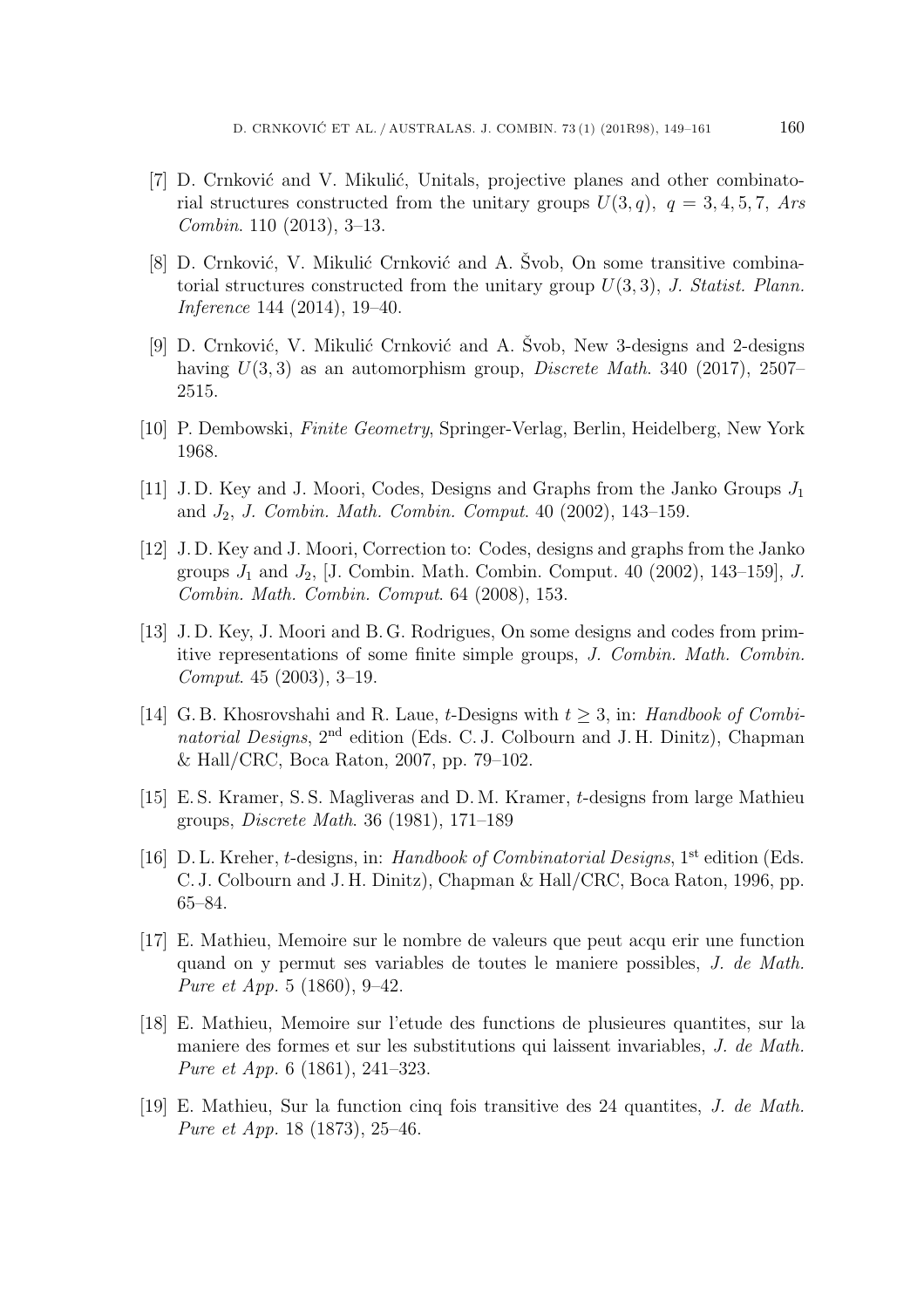[7] D. Crnković and V. Mikulić, Unitals, projective planes and other combinatorial structures constructed from the unitary groups $U(3,q)$, $q = 3,4,5,7$, *Ars Combin.* 110 (2013), 3–13.

[8] D. Crnković, V. Mikulić Crnković and A. Švob, On some transitive combinatorial structures constructed from the unitary group $U(3,3)$, *J. Statist. Plann. Inference* 144 (2014), 19–40.

[9] D. Crnković, V. Mikulić Crnković and A. Švob, New 3-designs and 2-designs having $U(3,3)$ as an automorphism group, *Discrete Math.* 340 (2017), 2507–2515.

[10] P. Dembowski, *Finite Geometry*, Springer-Verlag, Berlin, Heidelberg, New York 1968.

[11] J. D. Key and J. Moori, Codes, Designs and Graphs from the Janko Groups $J_1$ and $J_2$, *J. Combin. Math. Combin. Comput.* 40 (2002), 143–159.

[12] J. D. Key and J. Moori, Correction to: Codes, designs and graphs from the Janko groups $J_1$ and $J_2$, [J. Combin. Math. Combin. Comput. 40 (2002), 143–159], *J. Combin. Math. Combin. Comput.* 64 (2008), 153.

[13] J. D. Key, J. Moori and B. G. Rodrigues, On some designs and codes from primitive representations of some finite simple groups, *J. Combin. Math. Combin. Comput.* 45 (2003), 3–19.

[14] G. B. Khosrovshahi and R. Laue, $t$-Designs with $t \geq 3$, in: *Handbook of Combinatorial Designs*, 2nd edition (Eds. C. J. Colbourn and J. H. Dinitz), Chapman & Hall/CRC, Boca Raton, 2007, pp. 79–102.

[15] E. S. Kramer, S. S. Magliveras and D. M. Kramer, $t$-designs from large Mathieu groups, *Discrete Math.* 36 (1981), 171–189

[16] D. L. Kreher, $t$-designs, in: *Handbook of Combinatorial Designs*, 1st edition (Eds. C. J. Colbourn and J. H. Dinitz), Chapman & Hall/CRC, Boca Raton, 1996, pp. 65–84.

[17] E. Mathieu, Memoire sur le nombre de valeurs que peut acqu erir une function quand on y permut ses variables de toutes le maniere possibles, *J. de Math. Pure et App.* 5 (1860), 9–42.

[18] E. Mathieu, Memoire sur l'etude des functions de plusieures quantites, sur la maniere des formes et sur les substitutions qui laissent invariables, *J. de Math. Pure et App.* 6 (1861), 241–323.

[19] E. Mathieu, Sur la function cinq fois transitive des 24 quantites, *J. de Math. Pure et App.* 18 (1873), 25–46.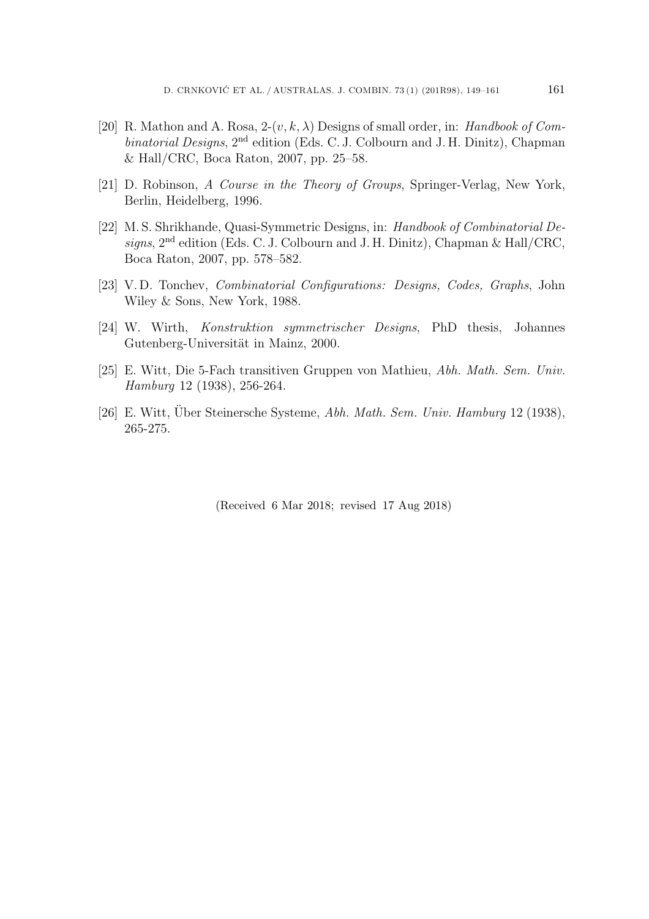[20] R. Mathon and A. Rosa, 2-$(v, k, \lambda)$ Designs of small order, in: *Handbook of Combinatorial Designs*, 2nd edition (Eds. C. J. Colbourn and J. H. Dinitz), Chapman & Hall/CRC, Boca Raton, 2007, pp. 25–58.

[21] D. Robinson, *A Course in the Theory of Groups*, Springer-Verlag, New York, Berlin, Heidelberg, 1996.

[22] M. S. Shrikhande, Quasi-Symmetric Designs, in: *Handbook of Combinatorial Designs*, 2nd edition (Eds. C. J. Colbourn and J. H. Dinitz), Chapman & Hall/CRC, Boca Raton, 2007, pp. 578–582.

[23] V. D. Tonchev, *Combinatorial Configurations: Designs, Codes, Graphs*, John Wiley & Sons, New York, 1988.

[24] W. Wirth, *Konstruktion symmetrischer Designs*, PhD thesis, Johannes Gutenberg-Universität in Mainz, 2000.

[25] E. Witt, Die 5-Fach transitiven Gruppen von Mathieu, *Abh. Math. Sem. Univ. Hamburg* 12 (1938), 256-264.

[26] E. Witt, Über Steinersche Systeme, *Abh. Math. Sem. Univ. Hamburg* 12 (1938), 265-275.

(Received 6 Mar 2018; revised 17 Aug 2018)